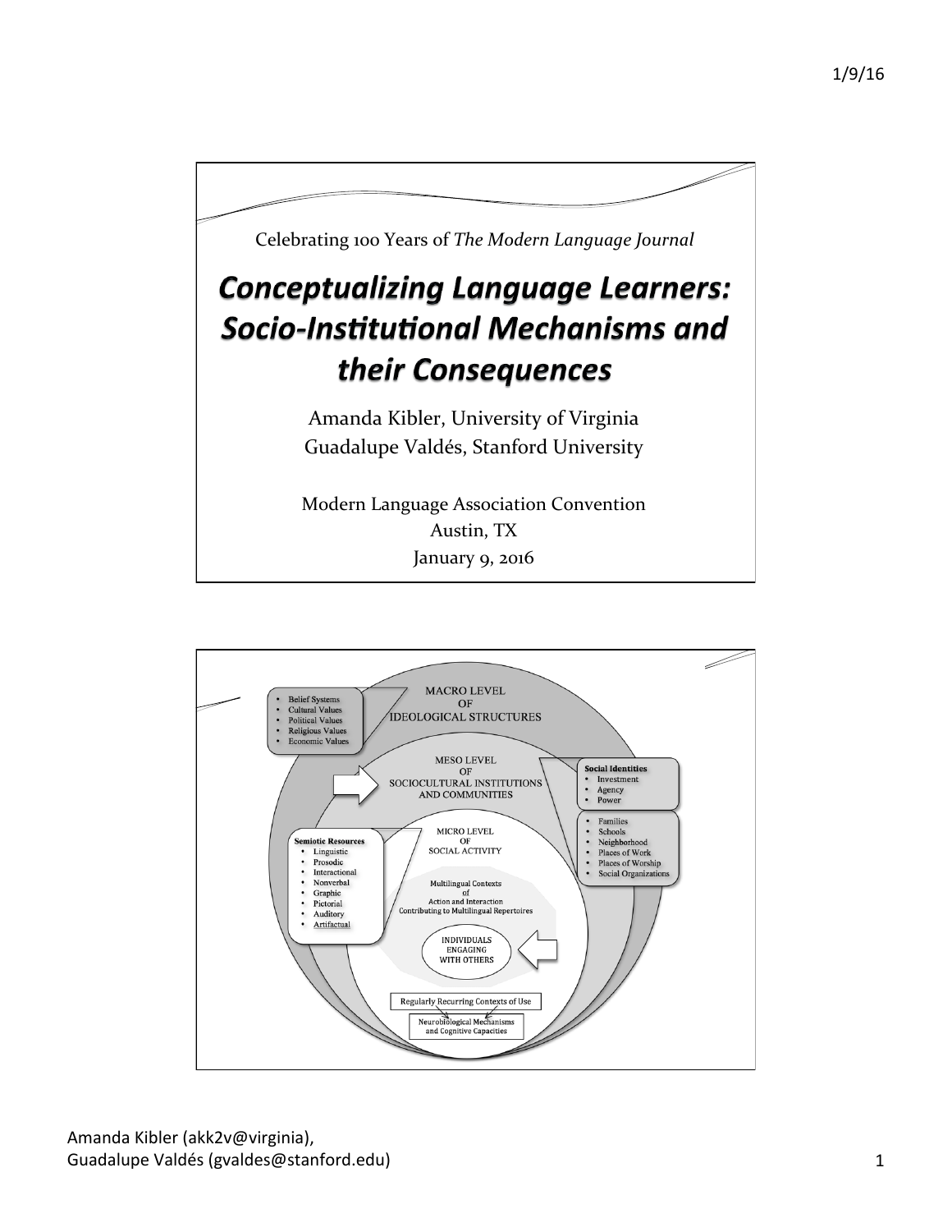Celebrating 100 Years of *The Modern Language Journal*

# Conceptualizing Language Learners: Socio-Institutional Mechanisms and their Consequences

Amanda Kibler, University of Virginia
Guadalupe Valdés, Stanford University

Modern Language Association Convention
Austin, TX
January 9, 2016

---

MACRO LEVEL OF IDEOLOGICAL STRUCTURES

- Belief Systems
- Cultural Values
- Political Values
- Religious Values
- Economic Values

MESO LEVEL OF SOCIOCULTURAL INSTITUTIONS AND COMMUNITIES

**Social Identities**
- Investment
- Agency
- Power

- Families
- Schools
- Neighborhood
- Places of Work
- Places of Worship
- Social Organizations

MICRO LEVEL OF SOCIAL ACTIVITY

**Semiotic Resources**
- Linguistic
- Prosodic
- Interactional
- Nonverbal
- Graphic
- Pictorial
- Auditory
- Artifactual

Multilingual Contexts of Action and Interaction Contributing to Multilingual Repertoires

INDIVIDUALS ENGAGING WITH OTHERS

Regularly Recurring Contexts of Use

Neurobiological Mechanisms and Cognitive Capacities

Amanda Kibler (akk2v@virginia),
Guadalupe Valdés (gvaldes@stanford.edu)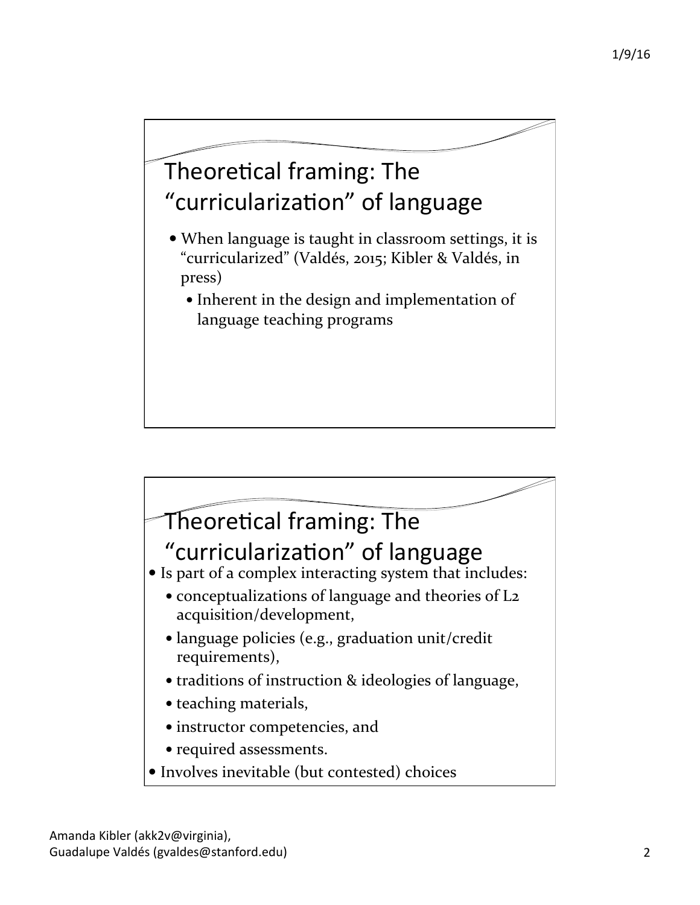## Theoretical framing: The "curricularization" of language

- When language is taught in classroom settings, it is "curricularized" (Valdés, 2015; Kibler & Valdés, in press)
  - Inherent in the design and implementation of language teaching programs

## Theoretical framing: The "curricularization" of language

- Is part of a complex interacting system that includes:
  - conceptualizations of language and theories of L2 acquisition/development,
  - language policies (e.g., graduation unit/credit requirements),
  - traditions of instruction & ideologies of language,
  - teaching materials,
  - instructor competencies, and
  - required assessments.
- Involves inevitable (but contested) choices

Amanda Kibler (akk2v@virginia),
Guadalupe Valdés (gvaldes@stanford.edu)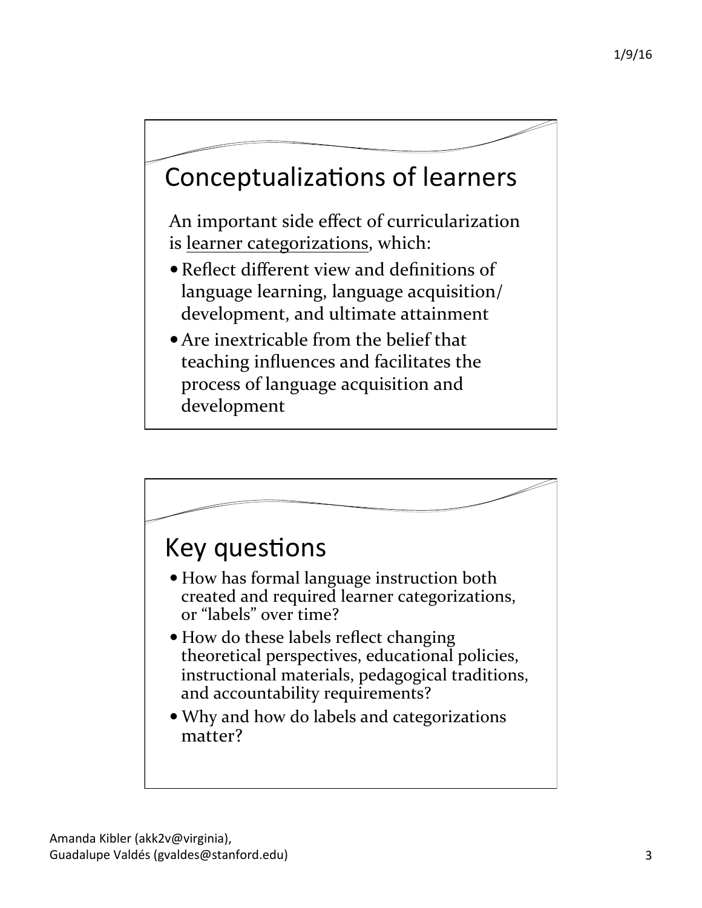## Conceptualizations of learners

An important side effect of curricularization is learner categorizations, which:

- Reflect different view and definitions of language learning, language acquisition/development, and ultimate attainment
- Are inextricable from the belief that teaching influences and facilitates the process of language acquisition and development

## Key questions

- How has formal language instruction both created and required learner categorizations, or "labels" over time?
- How do these labels reflect changing theoretical perspectives, educational policies, instructional materials, pedagogical traditions, and accountability requirements?
- Why and how do labels and categorizations matter?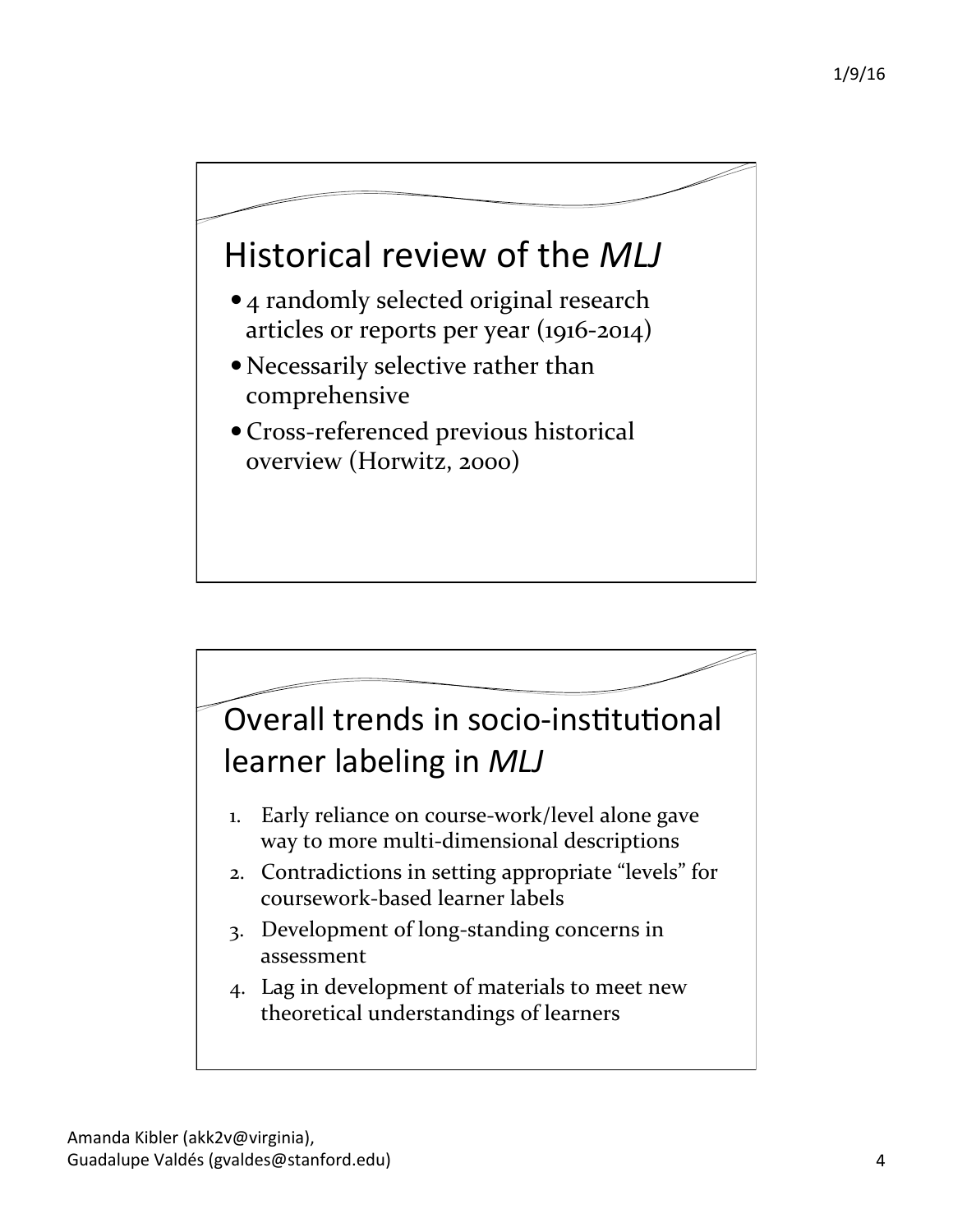## Historical review of the *MLJ*

- 4 randomly selected original research articles or reports per year (1916-2014)
- Necessarily selective rather than comprehensive
- Cross-referenced previous historical overview (Horwitz, 2000)

## Overall trends in socio-institutional learner labeling in *MLJ*

1. Early reliance on course-work/level alone gave way to more multi-dimensional descriptions
2. Contradictions in setting appropriate "levels" for coursework-based learner labels
3. Development of long-standing concerns in assessment
4. Lag in development of materials to meet new theoretical understandings of learners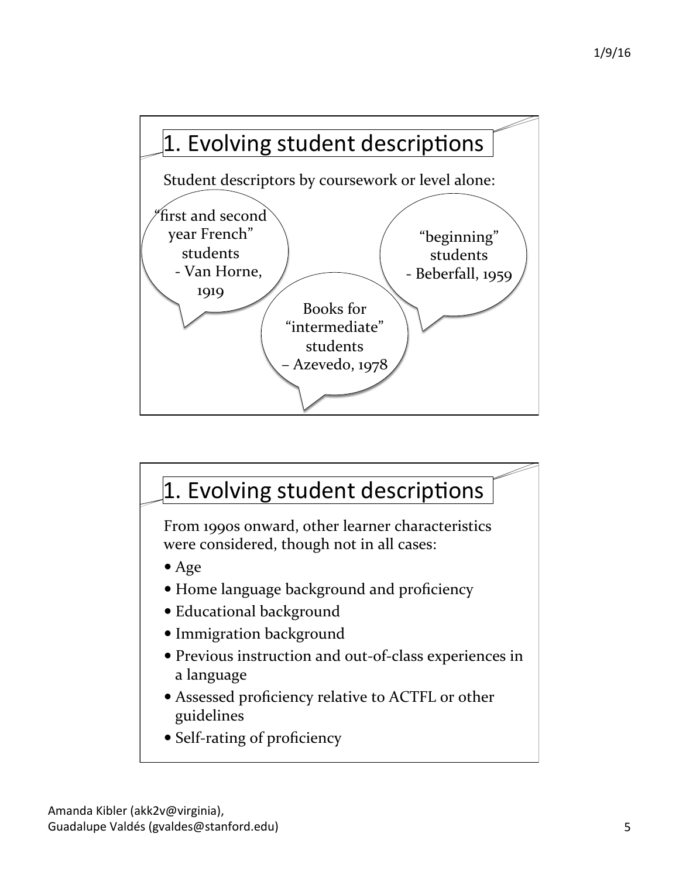## 1. Evolving student descriptions

Student descriptors by coursework or level alone:

- "first and second year French" students - Van Horne, 1919
- Books for "intermediate" students – Azevedo, 1978
- "beginning" students - Beberfall, 1959

## 1. Evolving student descriptions

From 1990s onward, other learner characteristics were considered, though not in all cases:

- Age
- Home language background and proficiency
- Educational background
- Immigration background
- Previous instruction and out-of-class experiences in a language
- Assessed proficiency relative to ACTFL or other guidelines
- Self-rating of proficiency

Amanda Kibler (akk2v@virginia),
Guadalupe Valdés (gvaldes@stanford.edu)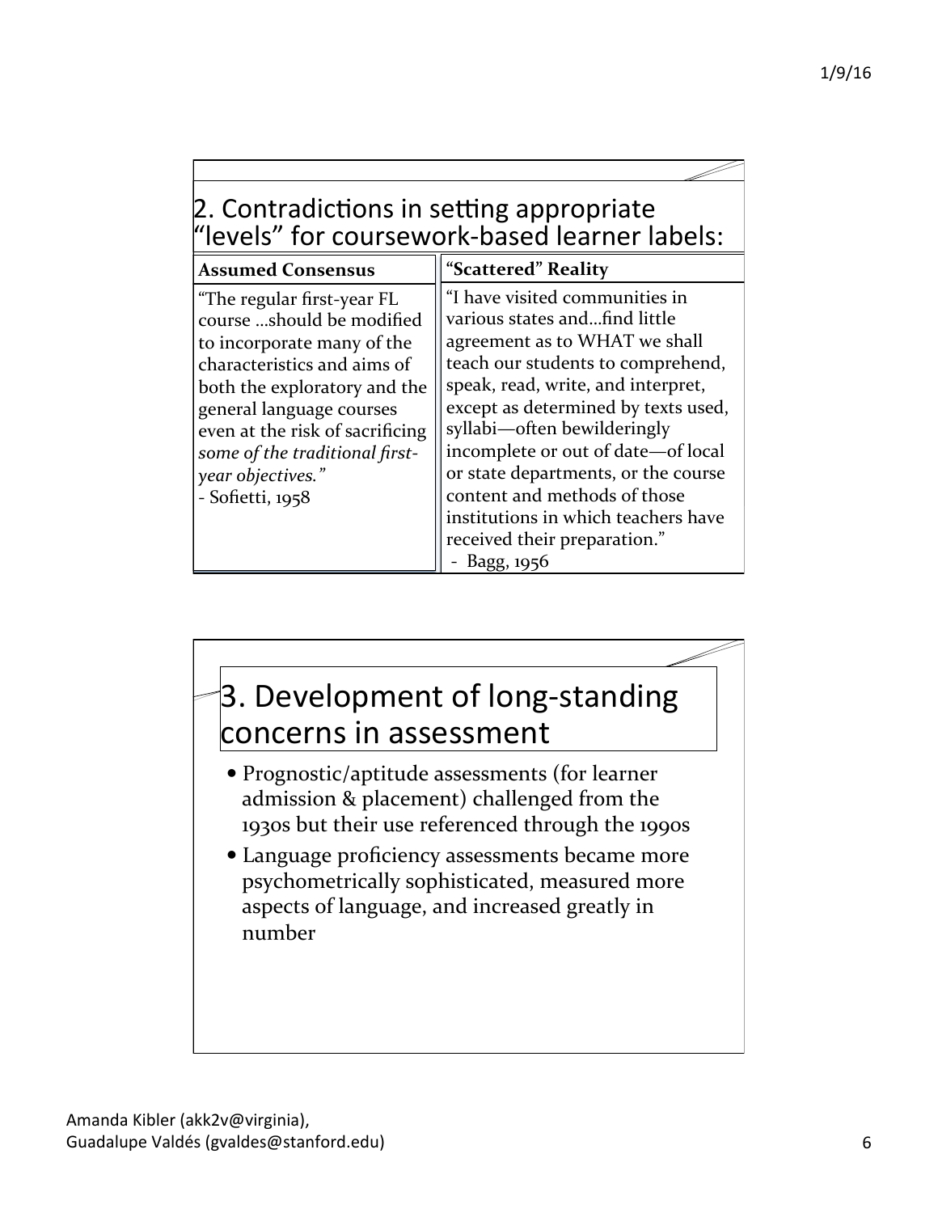## 2. Contradictions in setting appropriate "levels" for coursework-based learner labels:

| **Assumed Consensus** | **"Scattered" Reality** |
| --- | --- |
| "The regular first-year FL course …should be modified to incorporate many of the characteristics and aims of both the exploratory and the general language courses even at the risk of sacrificing *some of the traditional first-year objectives."* - Sofietti, 1958 | "I have visited communities in various states and…find little agreement as to WHAT we shall teach our students to comprehend, speak, read, write, and interpret, except as determined by texts used, syllabi—often bewilderingly incomplete or out of date—of local or state departments, or the course content and methods of those institutions in which teachers have received their preparation." - Bagg, 1956 |

## 3. Development of long-standing concerns in assessment

- Prognostic/aptitude assessments (for learner admission & placement) challenged from the 1930s but their use referenced through the 1990s
- Language proficiency assessments became more psychometrically sophisticated, measured more aspects of language, and increased greatly in number

Amanda Kibler (akk2v@virginia),
Guadalupe Valdés (gvaldes@stanford.edu)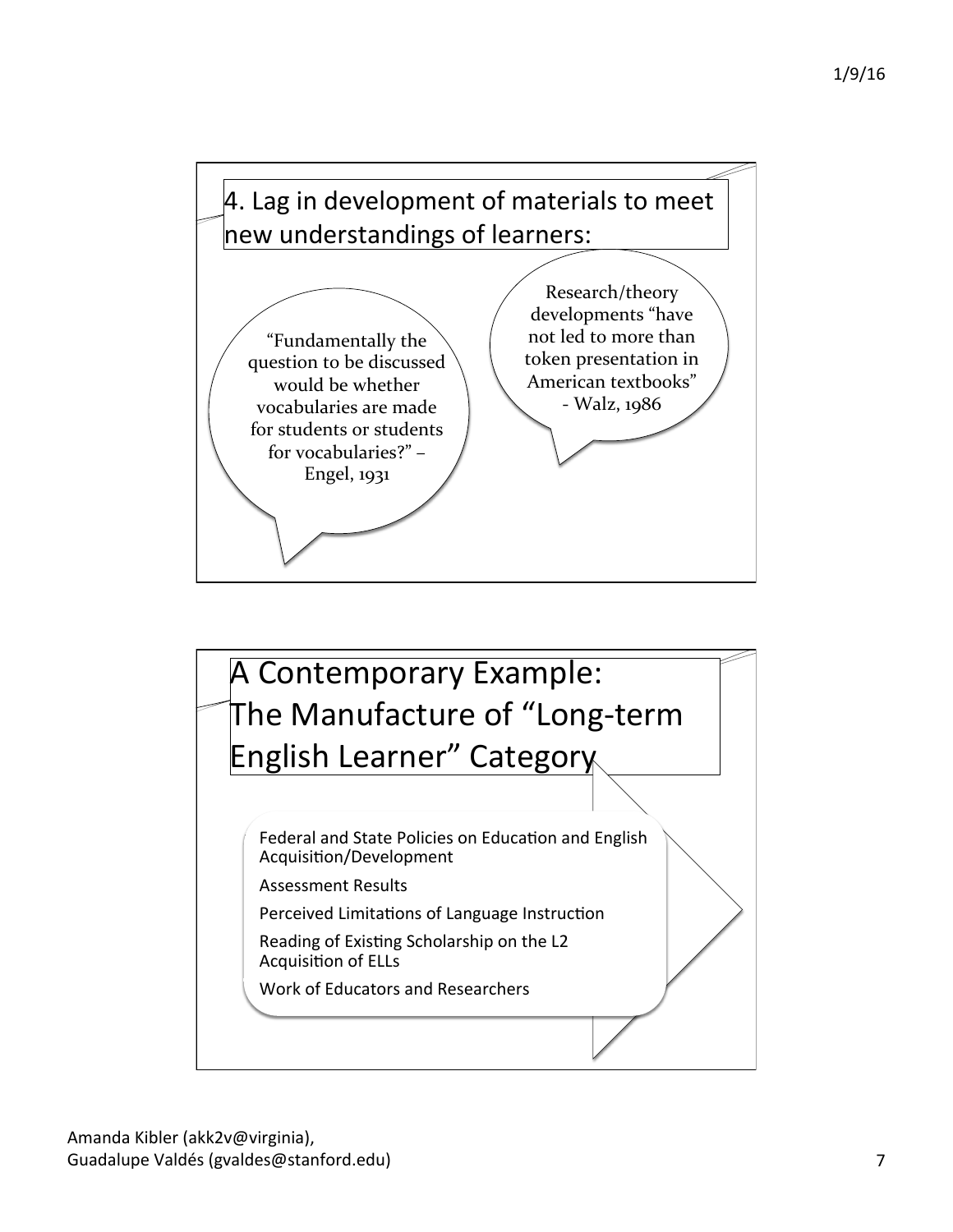## 4. Lag in development of materials to meet new understandings of learners:

"Fundamentally the question to be discussed would be whether vocabularies are made for students or students for vocabularies?" – Engel, 1931

Research/theory developments "have not led to more than token presentation in American textbooks" - Walz, 1986

## A Contemporary Example: The Manufacture of "Long-term English Learner" Category

- Federal and State Policies on Education and English Acquisition/Development
- Assessment Results
- Perceived Limitations of Language Instruction
- Reading of Existing Scholarship on the L2 Acquisition of ELLs
- Work of Educators and Researchers

Amanda Kibler (akk2v@virginia),
Guadalupe Valdés (gvaldes@stanford.edu)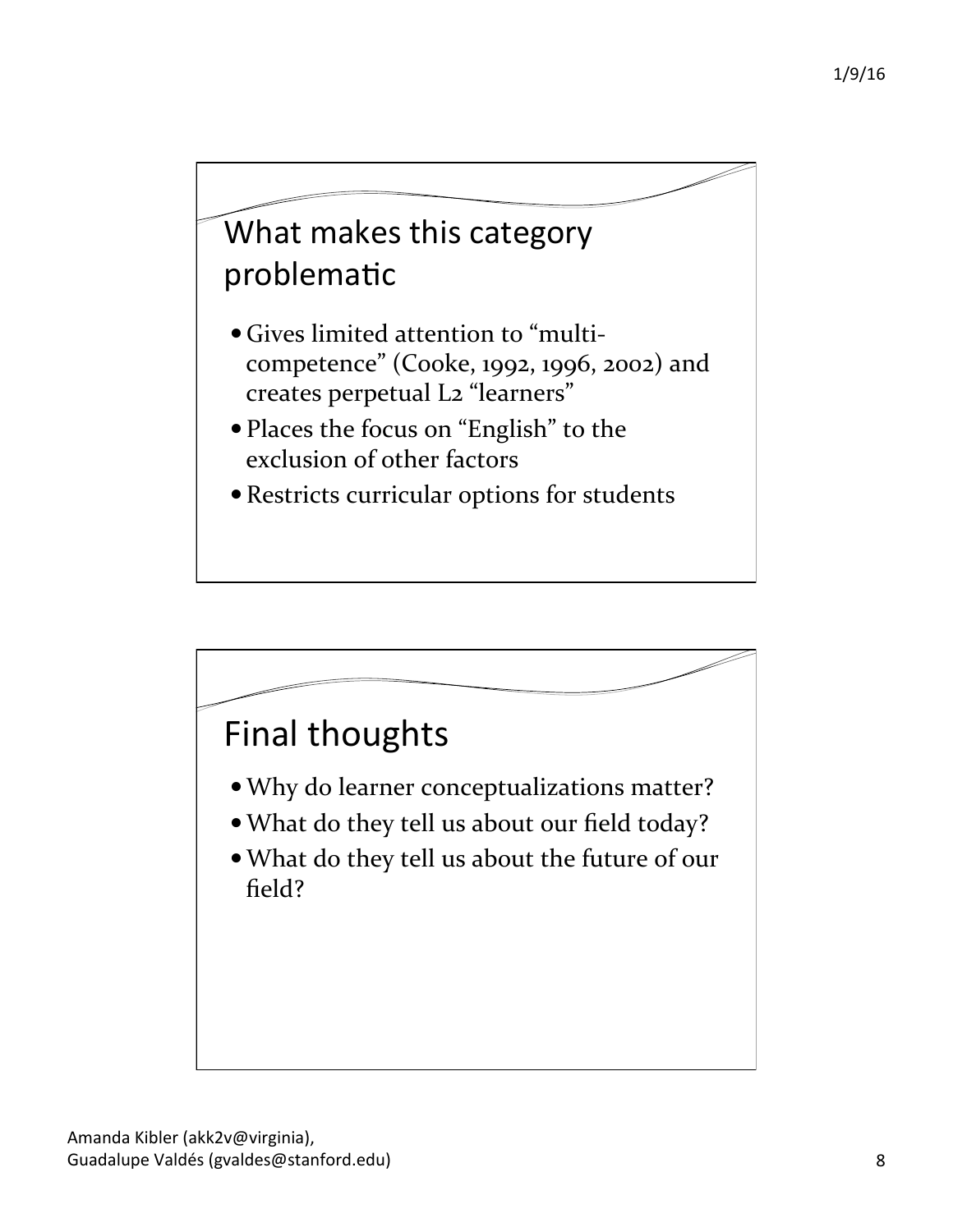## What makes this category problematic

- Gives limited attention to "multi-competence" (Cooke, 1992, 1996, 2002) and creates perpetual L2 "learners"
- Places the focus on "English" to the exclusion of other factors
- Restricts curricular options for students

## Final thoughts

- Why do learner conceptualizations matter?
- What do they tell us about our field today?
- What do they tell us about the future of our field?

Amanda Kibler (akk2v@virginia),
Guadalupe Valdés (gvaldes@stanford.edu)